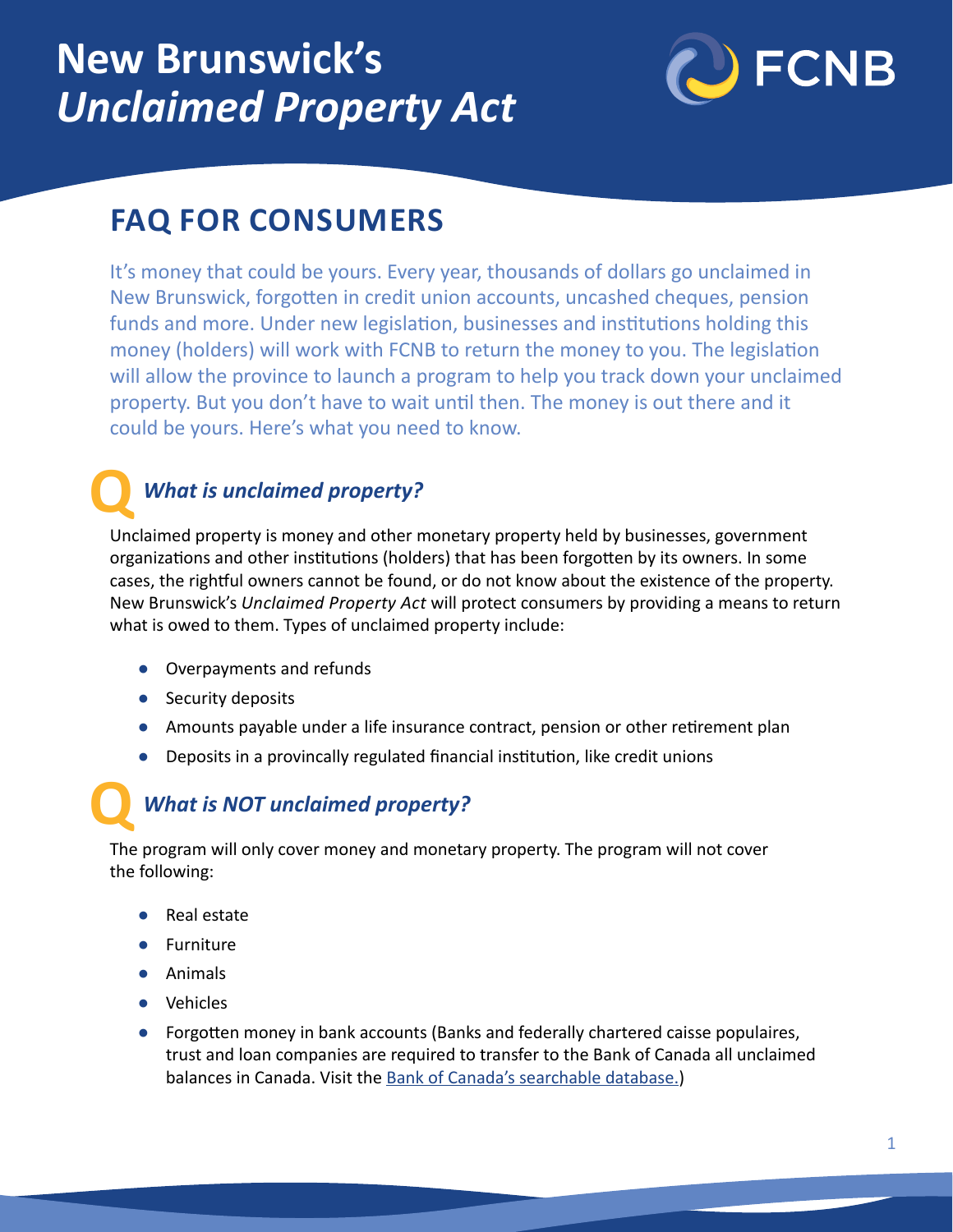# New Brunswick's *Unclaimed Property Act*

FCNB

## FAQ FOR CONSUMERS

It's money that could be yours. Every year, thousands of dollars go unclaimed in New Brunswick, forgotten in credit union accounts, uncashed cheques, pension funds and more. Under new legislation, businesses and institutions holding this money (holders) will work with FCNB to return the money to you. The legislation will allow the province to launch a program to help you track down your unclaimed property. But you don't have to wait until then. The money is out there and it could be yours. Here's what you need to know.

### Q *What is unclaimed property?*

Unclaimed property is money and other monetary property held by businesses, government organizations and other institutions (holders) that has been forgotten by its owners. In some cases, the rightful owners cannot be found, or do not know about the existence of the property. New Brunswick's *Unclaimed Property Act* will protect consumers by providing a means to return what is owed to them. Types of unclaimed property include:

- Overpayments and refunds
- Security deposits
- Amounts payable under a life insurance contract, pension or other retirement plan
- Deposits in a provincally regulated financial institution, like credit unions

### Q *What is NOT unclaimed property?*

The program will only cover money and monetary property. The program will not cover the following:

- Real estate
- Furniture
- Animals
- Vehicles
- Forgotten money in bank accounts (Banks and federally chartered caisse populaires, trust and loan companies are required to transfer to the Bank of Canada all unclaimed balances in Canada. Visit the Bank of Canada's searchable database.)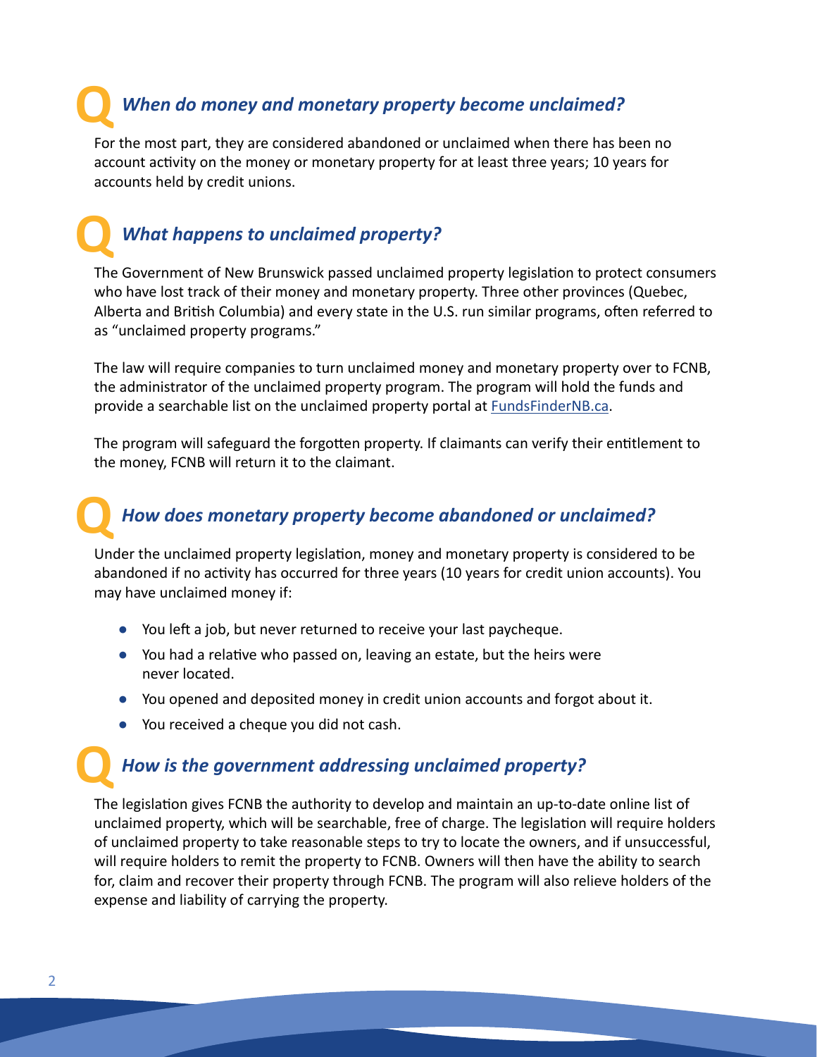## *Q When do money and monetary property become unclaimed?*

For the most part, they are considered abandoned or unclaimed when there has been no account activity on the money or monetary property for at least three years; 10 years for accounts held by credit unions.

## *Q What happens to unclaimed property?*

The Government of New Brunswick passed unclaimed property legislation to protect consumers who have lost track of their money and monetary property. Three other provinces (Quebec, Alberta and British Columbia) and every state in the U.S. run similar programs, often referred to as "unclaimed property programs."

The law will require companies to turn unclaimed money and monetary property over to FCNB, the administrator of the unclaimed property program. The program will hold the funds and provide a searchable list on the unclaimed property portal at FundsFinderNB.ca.

The program will safeguard the forgotten property. If claimants can verify their entitlement to the money, FCNB will return it to the claimant.

## *Q How does monetary property become abandoned or unclaimed?*

Under the unclaimed property legislation, money and monetary property is considered to be abandoned if no activity has occurred for three years (10 years for credit union accounts). You may have unclaimed money if:

- You left a job, but never returned to receive your last paycheque.
- You had a relative who passed on, leaving an estate, but the heirs were never located.
- You opened and deposited money in credit union accounts and forgot about it.
- You received a cheque you did not cash.

## *Q How is the government addressing unclaimed property?*

The legislation gives FCNB the authority to develop and maintain an up-to-date online list of unclaimed property, which will be searchable, free of charge. The legislation will require holders of unclaimed property to take reasonable steps to try to locate the owners, and if unsuccessful, will require holders to remit the property to FCNB. Owners will then have the ability to search for, claim and recover their property through FCNB. The program will also relieve holders of the expense and liability of carrying the property.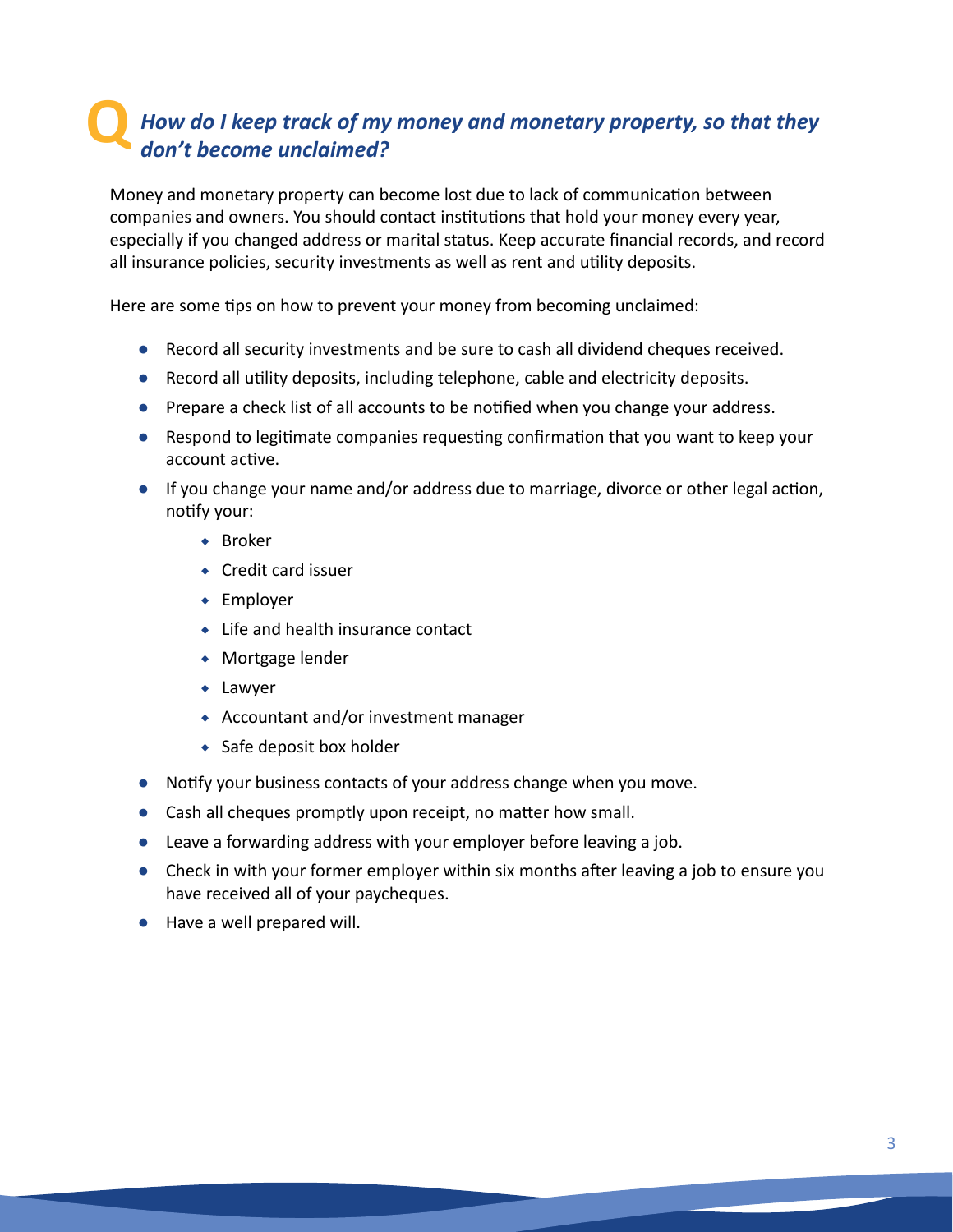## Q *How do I keep track of my money and monetary property, so that they don't become unclaimed?*

Money and monetary property can become lost due to lack of communication between companies and owners. You should contact institutions that hold your money every year, especially if you changed address or marital status. Keep accurate financial records, and record all insurance policies, security investments as well as rent and utility deposits.

Here are some tips on how to prevent your money from becoming unclaimed:

- Record all security investments and be sure to cash all dividend cheques received.
- Record all utility deposits, including telephone, cable and electricity deposits.
- Prepare a check list of all accounts to be notified when you change your address.
- Respond to legitimate companies requesting confirmation that you want to keep your account active.
- If you change your name and/or address due to marriage, divorce or other legal action, notify your:
  - Broker
  - Credit card issuer
  - Employer
  - Life and health insurance contact
  - Mortgage lender
  - Lawyer
  - Accountant and/or investment manager
  - Safe deposit box holder
- Notify your business contacts of your address change when you move.
- Cash all cheques promptly upon receipt, no matter how small.
- Leave a forwarding address with your employer before leaving a job.
- Check in with your former employer within six months after leaving a job to ensure you have received all of your paycheques.
- Have a well prepared will.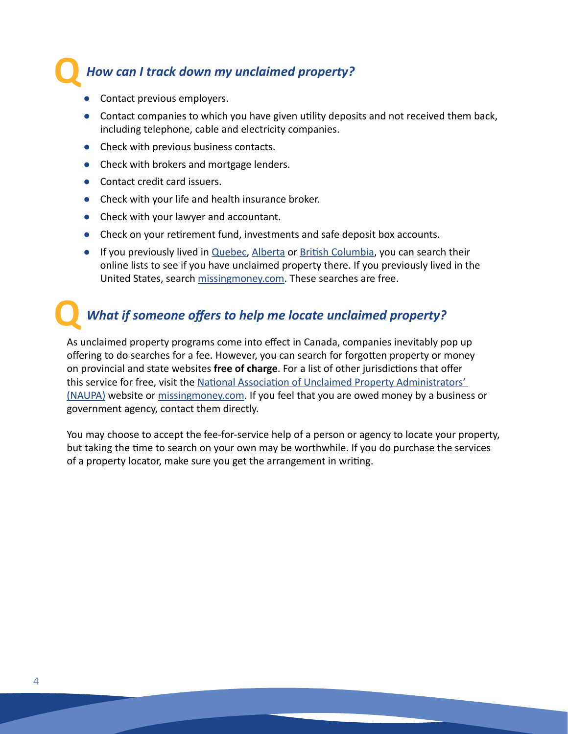## *How can I track down my unclaimed property?*

- Contact previous employers.
- Contact companies to which you have given utility deposits and not received them back, including telephone, cable and electricity companies.
- Check with previous business contacts.
- Check with brokers and mortgage lenders.
- Contact credit card issuers.
- Check with your life and health insurance broker.
- Check with your lawyer and accountant.
- Check on your retirement fund, investments and safe deposit box accounts.
- If you previously lived in Quebec, Alberta or British Columbia, you can search their online lists to see if you have unclaimed property there. If you previously lived in the United States, search missingmoney.com. These searches are free.

## *What if someone offers to help me locate unclaimed property?*

As unclaimed property programs come into effect in Canada, companies inevitably pop up offering to do searches for a fee. However, you can search for forgotten property or money on provincial and state websites **free of charge**. For a list of other jurisdictions that offer this service for free, visit the National Association of Unclaimed Property Administrators' (NAUPA) website or missingmoney.com. If you feel that you are owed money by a business or government agency, contact them directly.

You may choose to accept the fee-for-service help of a person or agency to locate your property, but taking the time to search on your own may be worthwhile. If you do purchase the services of a property locator, make sure you get the arrangement in writing.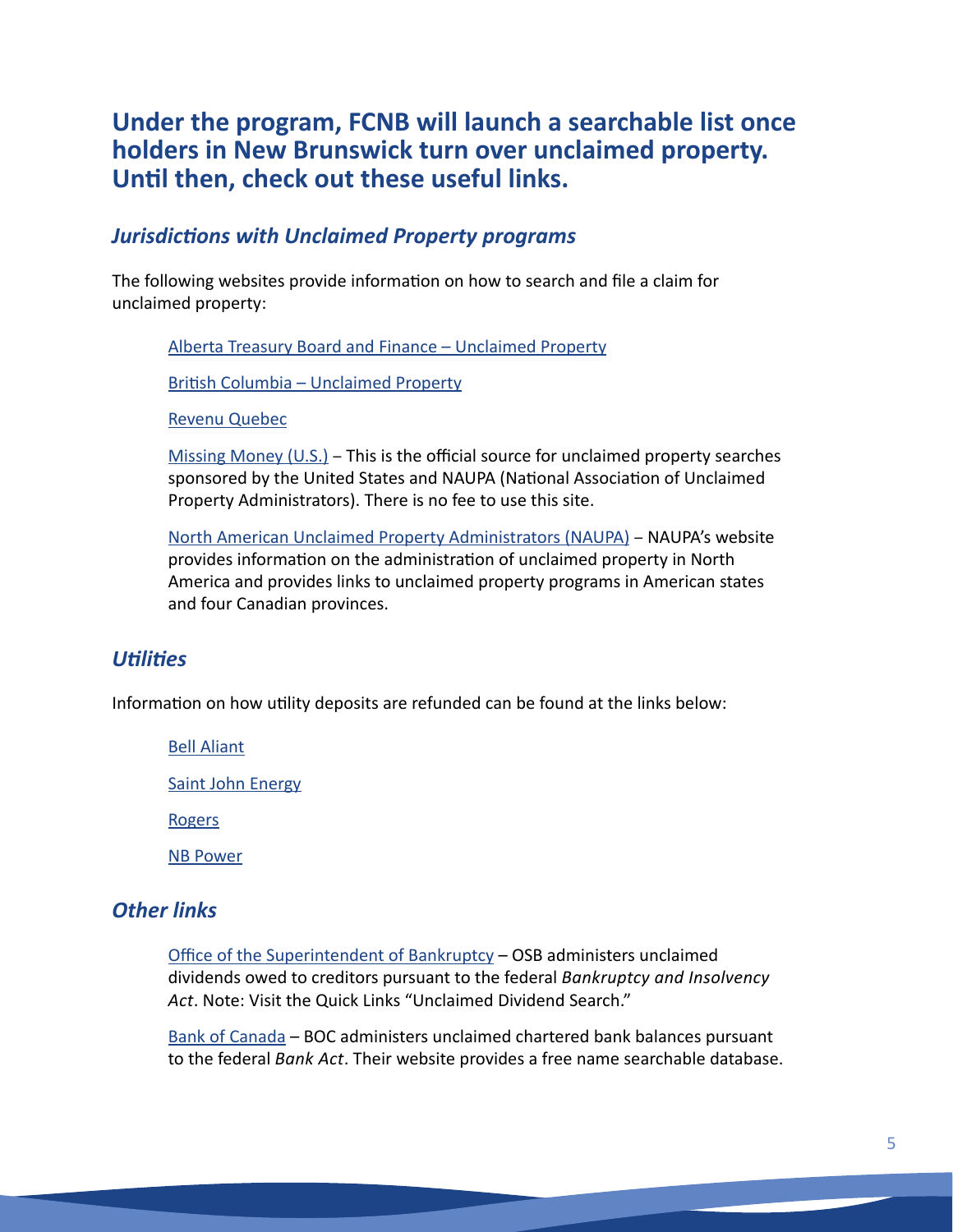## Under the program, FCNB will launch a searchable list once holders in New Brunswick turn over unclaimed property. Until then, check out these useful links.

### *Jurisdictions with Unclaimed Property programs*

The following websites provide information on how to search and file a claim for unclaimed property:

Alberta Treasury Board and Finance – Unclaimed Property

British Columbia – Unclaimed Property

Revenu Quebec

Missing Money (U.S.) – This is the official source for unclaimed property searches sponsored by the United States and NAUPA (National Association of Unclaimed Property Administrators). There is no fee to use this site.

North American Unclaimed Property Administrators (NAUPA) – NAUPA's website provides information on the administration of unclaimed property in North America and provides links to unclaimed property programs in American states and four Canadian provinces.

### *Utilities*

Information on how utility deposits are refunded can be found at the links below:

Bell Aliant

Saint John Energy

Rogers

NB Power

### *Other links*

Office of the Superintendent of Bankruptcy – OSB administers unclaimed dividends owed to creditors pursuant to the federal *Bankruptcy and Insolvency Act*. Note: Visit the Quick Links "Unclaimed Dividend Search."

Bank of Canada – BOC administers unclaimed chartered bank balances pursuant to the federal *Bank Act*. Their website provides a free name searchable database.